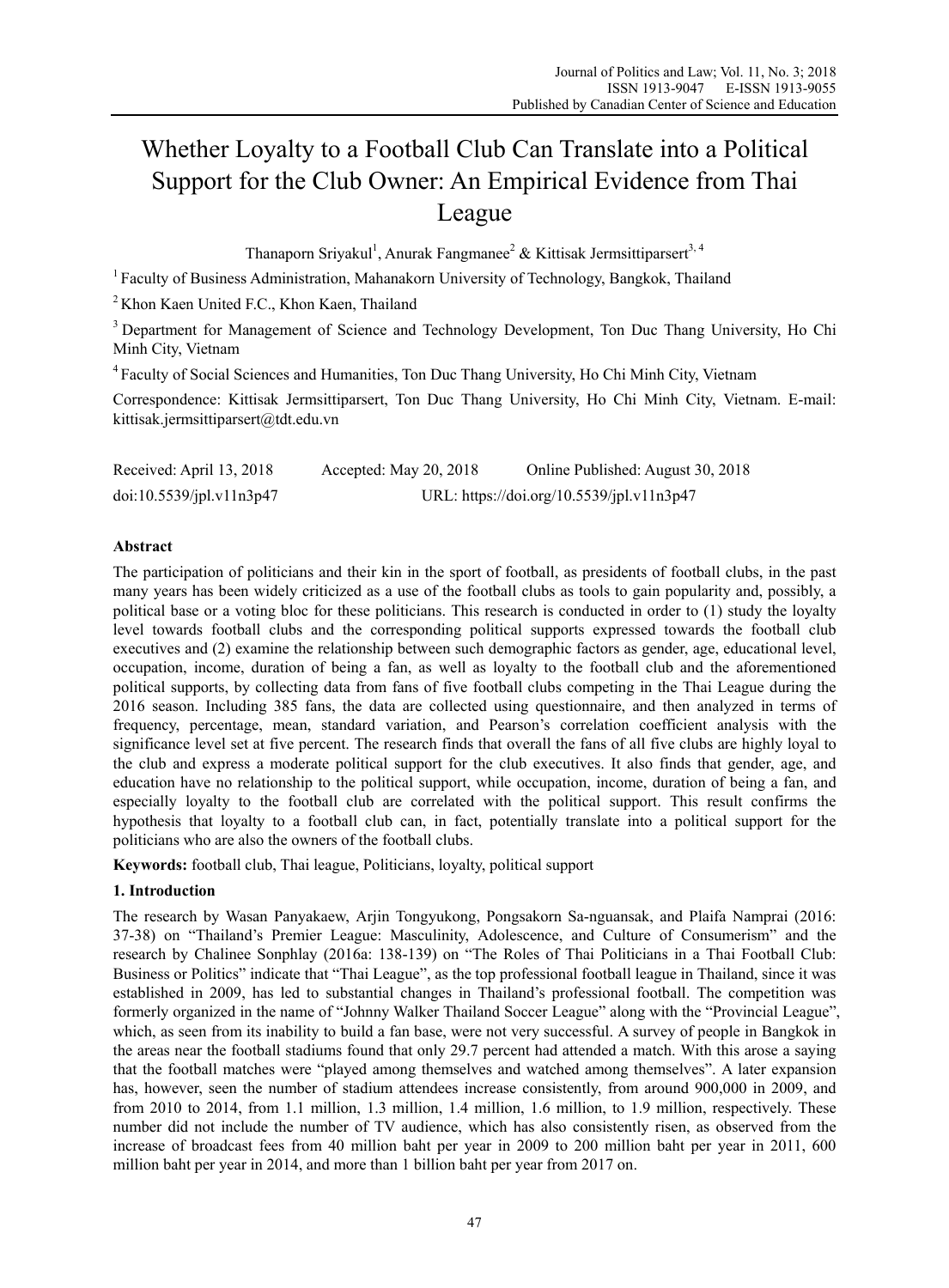# Whether Loyalty to a Football Club Can Translate into a Political Support for the Club Owner: An Empirical Evidence from Thai League

Thanaporn Sriyakul[1], Anurak Fangmanee[2] & Kittisak Jermsittiparsert[3, 4]

[1] Faculty of Business Administration, Mahanakorn University of Technology, Bangkok, Thailand

[2] Khon Kaen United F.C., Khon Kaen, Thailand

[3] Department for Management of Science and Technology Development, Ton Duc Thang University, Ho Chi Minh City, Vietnam

[4] Faculty of Social Sciences and Humanities, Ton Duc Thang University, Ho Chi Minh City, Vietnam

Correspondence: Kittisak Jermsittiparsert, Ton Duc Thang University, Ho Chi Minh City, Vietnam. E-mail: kittisak.jermsittiparsert@tdt.edu.vn

Received: April 13, 2018 Accepted: May 20, 2018 Online Published: August 30, 2018

doi:10.5539/jpl.v11n3p47 URL: https://doi.org/10.5539/jpl.v11n3p47

**Abstract**

The participation of politicians and their kin in the sport of football, as presidents of football clubs, in the past many years has been widely criticized as a use of the football clubs as tools to gain popularity and, possibly, a political base or a voting bloc for these politicians. This research is conducted in order to (1) study the loyalty level towards football clubs and the corresponding political supports expressed towards the football club executives and (2) examine the relationship between such demographic factors as gender, age, educational level, occupation, income, duration of being a fan, as well as loyalty to the football club and the aforementioned political supports, by collecting data from fans of five football clubs competing in the Thai League during the 2016 season. Including 385 fans, the data are collected using questionnaire, and then analyzed in terms of frequency, percentage, mean, standard variation, and Pearson's correlation coefficient analysis with the significance level set at five percent. The research finds that overall the fans of all five clubs are highly loyal to the club and express a moderate political support for the club executives. It also finds that gender, age, and education have no relationship to the political support, while occupation, income, duration of being a fan, and especially loyalty to the football club are correlated with the political support. This result confirms the hypothesis that loyalty to a football club can, in fact, potentially translate into a political support for the politicians who are also the owners of the football clubs.

**Keywords:** football club, Thai league, Politicians, loyalty, political support

## 1. Introduction

The research by Wasan Panyakaew, Arjin Tongyukong, Pongsakorn Sa-nguansak, and Plaifa Namprai (2016: 37-38) on "Thailand's Premier League: Masculinity, Adolescence, and Culture of Consumerism" and the research by Chalinee Sonphlay (2016a: 138-139) on "The Roles of Thai Politicians in a Thai Football Club: Business or Politics" indicate that "Thai League", as the top professional football league in Thailand, since it was established in 2009, has led to substantial changes in Thailand's professional football. The competition was formerly organized in the name of "Johnny Walker Thailand Soccer League" along with the "Provincial League", which, as seen from its inability to build a fan base, were not very successful. A survey of people in Bangkok in the areas near the football stadiums found that only 29.7 percent had attended a match. With this arose a saying that the football matches were "played among themselves and watched among themselves". A later expansion has, however, seen the number of stadium attendees increase consistently, from around 900,000 in 2009, and from 2010 to 2014, from 1.1 million, 1.3 million, 1.4 million, 1.6 million, to 1.9 million, respectively. These number did not include the number of TV audience, which has also consistently risen, as observed from the increase of broadcast fees from 40 million baht per year in 2009 to 200 million baht per year in 2011, 600 million baht per year in 2014, and more than 1 billion baht per year from 2017 on.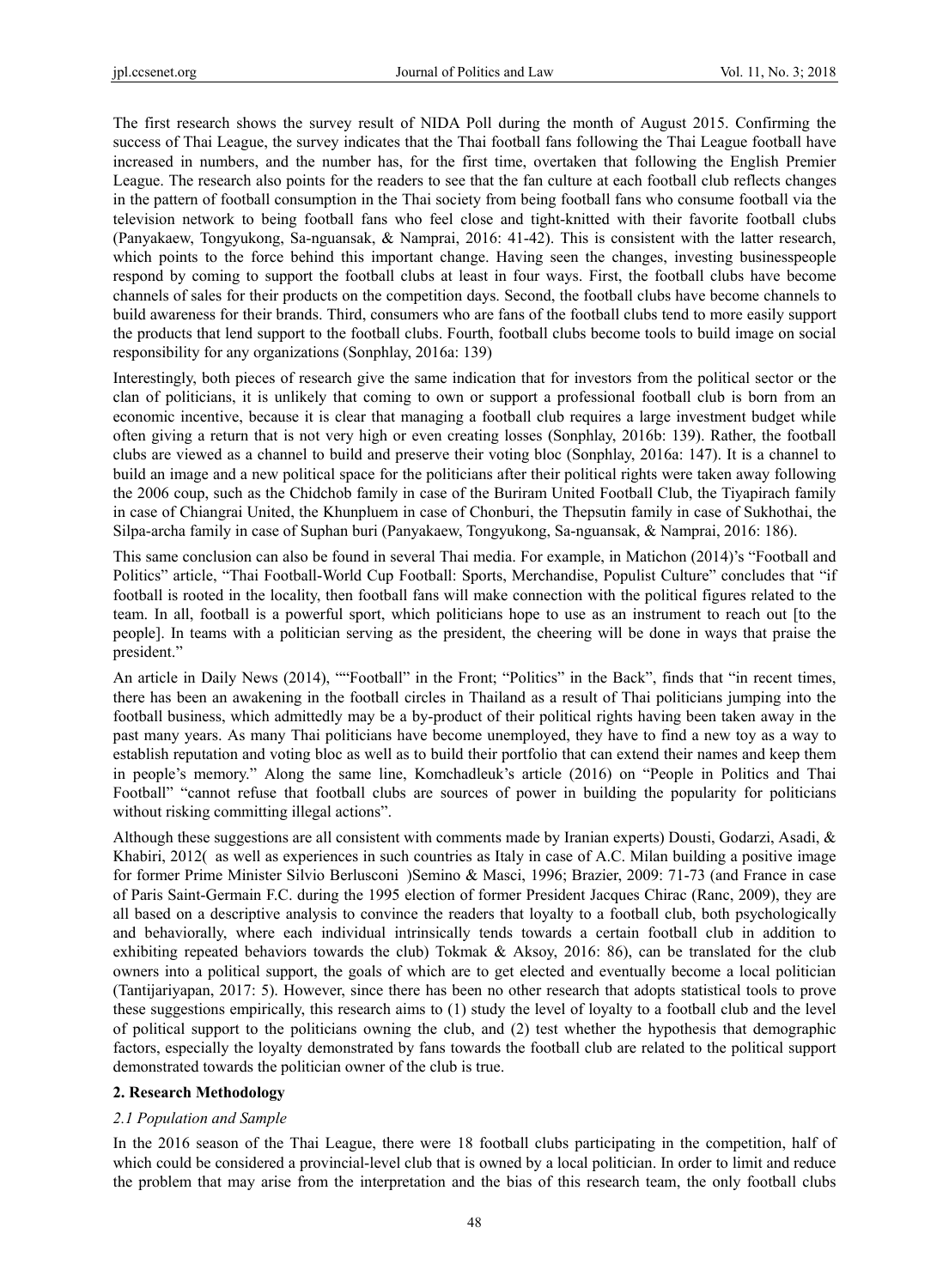The first research shows the survey result of NIDA Poll during the month of August 2015. Confirming the success of Thai League, the survey indicates that the Thai football fans following the Thai League football have increased in numbers, and the number has, for the first time, overtaken that following the English Premier League. The research also points for the readers to see that the fan culture at each football club reflects changes in the pattern of football consumption in the Thai society from being football fans who consume football via the television network to being football fans who feel close and tight-knitted with their favorite football clubs (Panyakaew, Tongyukong, Sa-nguansak, & Namprai, 2016: 41-42). This is consistent with the latter research, which points to the force behind this important change. Having seen the changes, investing businesspeople respond by coming to support the football clubs at least in four ways. First, the football clubs have become channels of sales for their products on the competition days. Second, the football clubs have become channels to build awareness for their brands. Third, consumers who are fans of the football clubs tend to more easily support the products that lend support to the football clubs. Fourth, football clubs become tools to build image on social responsibility for any organizations (Sonphlay, 2016a: 139)

Interestingly, both pieces of research give the same indication that for investors from the political sector or the clan of politicians, it is unlikely that coming to own or support a professional football club is born from an economic incentive, because it is clear that managing a football club requires a large investment budget while often giving a return that is not very high or even creating losses (Sonphlay, 2016b: 139). Rather, the football clubs are viewed as a channel to build and preserve their voting bloc (Sonphlay, 2016a: 147). It is a channel to build an image and a new political space for the politicians after their political rights were taken away following the 2006 coup, such as the Chidchob family in case of the Buriram United Football Club, the Tiyapirach family in case of Chiangrai United, the Khunpluem in case of Chonburi, the Thepsutin family in case of Sukhothai, the Silpa-archa family in case of Suphan buri (Panyakaew, Tongyukong, Sa-nguansak, & Namprai, 2016: 186).

This same conclusion can also be found in several Thai media. For example, in Matichon (2014)'s "Football and Politics" article, "Thai Football-World Cup Football: Sports, Merchandise, Populist Culture" concludes that "if football is rooted in the locality, then football fans will make connection with the political figures related to the team. In all, football is a powerful sport, which politicians hope to use as an instrument to reach out [to the people]. In teams with a politician serving as the president, the cheering will be done in ways that praise the president."

An article in Daily News (2014), ""Football" in the Front; "Politics" in the Back", finds that "in recent times, there has been an awakening in the football circles in Thailand as a result of Thai politicians jumping into the football business, which admittedly may be a by-product of their political rights having been taken away in the past many years. As many Thai politicians have become unemployed, they have to find a new toy as a way to establish reputation and voting bloc as well as to build their portfolio that can extend their names and keep them in people's memory." Along the same line, Komchadleuk's article (2016) on "People in Politics and Thai Football" "cannot refuse that football clubs are sources of power in building the popularity for politicians without risking committing illegal actions".

Although these suggestions are all consistent with comments made by Iranian experts) Dousti, Godarzi, Asadi, & Khabiri, 2012( as well as experiences in such countries as Italy in case of A.C. Milan building a positive image for former Prime Minister Silvio Berlusconi )Semino & Masci, 1996; Brazier, 2009: 71-73 (and France in case of Paris Saint-Germain F.C. during the 1995 election of former President Jacques Chirac (Ranc, 2009), they are all based on a descriptive analysis to convince the readers that loyalty to a football club, both psychologically and behaviorally, where each individual intrinsically tends towards a certain football club in addition to exhibiting repeated behaviors towards the club) Tokmak & Aksoy, 2016: 86), can be translated for the club owners into a political support, the goals of which are to get elected and eventually become a local politician (Tantijariyapan, 2017: 5). However, since there has been no other research that adopts statistical tools to prove these suggestions empirically, this research aims to (1) study the level of loyalty to a football club and the level of political support to the politicians owning the club, and (2) test whether the hypothesis that demographic factors, especially the loyalty demonstrated by fans towards the football club are related to the political support demonstrated towards the politician owner of the club is true.

## 2. Research Methodology

### *2.1 Population and Sample*

In the 2016 season of the Thai League, there were 18 football clubs participating in the competition, half of which could be considered a provincial-level club that is owned by a local politician. In order to limit and reduce the problem that may arise from the interpretation and the bias of this research team, the only football clubs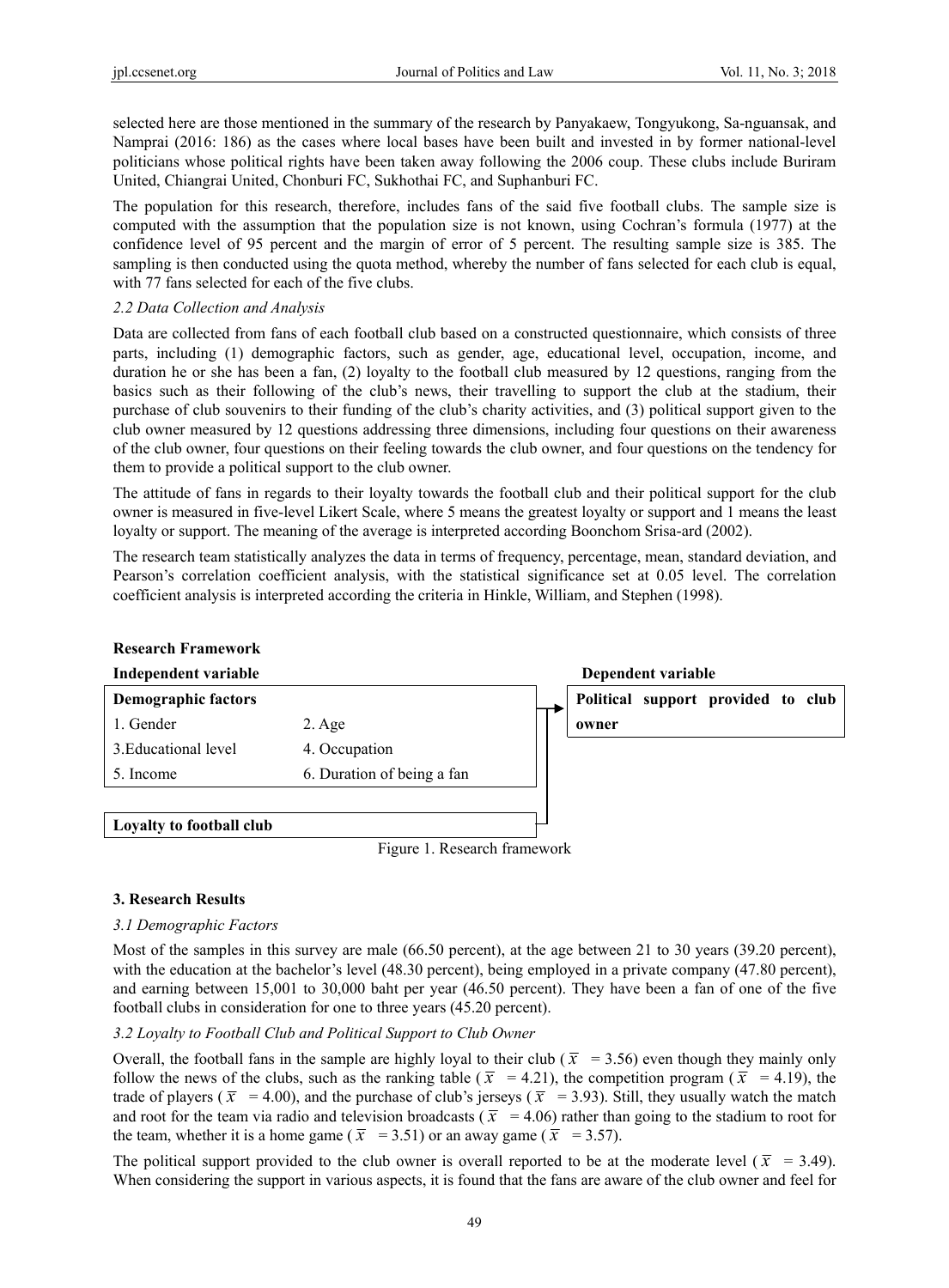selected here are those mentioned in the summary of the research by Panyakaew, Tongyukong, Sa-nguansak, and Namprai (2016: 186) as the cases where local bases have been built and invested in by former national-level politicians whose political rights have been taken away following the 2006 coup. These clubs include Buriram United, Chiangrai United, Chonburi FC, Sukhothai FC, and Suphanburi FC.

The population for this research, therefore, includes fans of the said five football clubs. The sample size is computed with the assumption that the population size is not known, using Cochran's formula (1977) at the confidence level of 95 percent and the margin of error of 5 percent. The resulting sample size is 385. The sampling is then conducted using the quota method, whereby the number of fans selected for each club is equal, with 77 fans selected for each of the five clubs.

### *2.2 Data Collection and Analysis*

Data are collected from fans of each football club based on a constructed questionnaire, which consists of three parts, including (1) demographic factors, such as gender, age, educational level, occupation, income, and duration he or she has been a fan, (2) loyalty to the football club measured by 12 questions, ranging from the basics such as their following of the club's news, their travelling to support the club at the stadium, their purchase of club souvenirs to their funding of the club's charity activities, and (3) political support given to the club owner measured by 12 questions addressing three dimensions, including four questions on their awareness of the club owner, four questions on their feeling towards the club owner, and four questions on the tendency for them to provide a political support to the club owner.

The attitude of fans in regards to their loyalty towards the football club and their political support for the club owner is measured in five-level Likert Scale, where 5 means the greatest loyalty or support and 1 means the least loyalty or support. The meaning of the average is interpreted according Boonchom Srisa-ard (2002).

The research team statistically analyzes the data in terms of frequency, percentage, mean, standard deviation, and Pearson's correlation coefficient analysis, with the statistical significance set at 0.05 level. The correlation coefficient analysis is interpreted according the criteria in Hinkle, William, and Stephen (1998).

**Research Framework**

| **Independent variable** | | | **Dependent variable** |
|---|---|---|---|
| **Demographic factors** | | → | **Political support provided to club owner** |
| 1. Gender | 2. Age | | |
| 3.Educational level | 4. Occupation | | |
| 5. Income | 6. Duration of being a fan | | |
| **Loyalty to football club** | | | |

Figure 1. Research framework

## 3. Research Results

### *3.1 Demographic Factors*

Most of the samples in this survey are male (66.50 percent), at the age between 21 to 30 years (39.20 percent), with the education at the bachelor's level (48.30 percent), being employed in a private company (47.80 percent), and earning between 15,001 to 30,000 baht per year (46.50 percent). They have been a fan of one of the five football clubs in consideration for one to three years (45.20 percent).

### *3.2 Loyalty to Football Club and Political Support to Club Owner*

Overall, the football fans in the sample are highly loyal to their club ($\bar{x}$ = 3.56) even though they mainly only follow the news of the clubs, such as the ranking table ($\bar{x}$ = 4.21), the competition program ($\bar{x}$ = 4.19), the trade of players ($\bar{x}$ = 4.00), and the purchase of club's jerseys ($\bar{x}$ = 3.93). Still, they usually watch the match and root for the team via radio and television broadcasts ($\bar{x}$ = 4.06) rather than going to the stadium to root for the team, whether it is a home game ($\bar{x}$ = 3.51) or an away game ($\bar{x}$ = 3.57).

The political support provided to the club owner is overall reported to be at the moderate level ($\bar{x}$ = 3.49). When considering the support in various aspects, it is found that the fans are aware of the club owner and feel for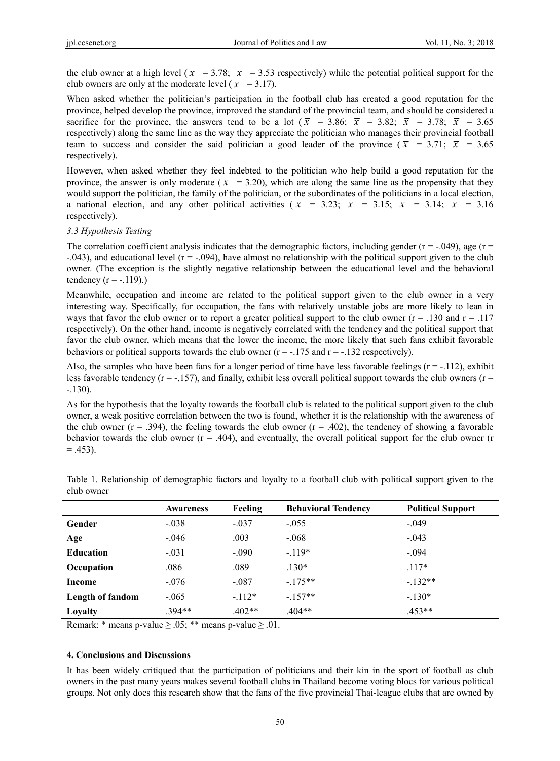the club owner at a high level ($\bar{x}$ = 3.78; $\bar{x}$ = 3.53 respectively) while the potential political support for the club owners are only at the moderate level ($\bar{x}$ = 3.17).

When asked whether the politician's participation in the football club has created a good reputation for the province, helped develop the province, improved the standard of the provincial team, and should be considered a sacrifice for the province, the answers tend to be a lot ($\bar{x}$ = 3.86; $\bar{x}$ = 3.82; $\bar{x}$ = 3.78; $\bar{x}$ = 3.65 respectively) along the same line as the way they appreciate the politician who manages their provincial football team to success and consider the said politician a good leader of the province ($\bar{x}$ = 3.71; $\bar{x}$ = 3.65 respectively).

However, when asked whether they feel indebted to the politician who help build a good reputation for the province, the answer is only moderate ($\bar{x}$ = 3.20), which are along the same line as the propensity that they would support the politician, the family of the politician, or the subordinates of the politicians in a local election, a national election, and any other political activities ($\bar{x}$ = 3.23; $\bar{x}$ = 3.15; $\bar{x}$ = 3.14; $\bar{x}$ = 3.16 respectively).

*3.3 Hypothesis Testing*

The correlation coefficient analysis indicates that the demographic factors, including gender ($r$ = -.049), age ($r$ = -.043), and educational level ($r$ = -.094), have almost no relationship with the political support given to the club owner. (The exception is the slightly negative relationship between the educational level and the behavioral tendency ($r$ = -.119).)

Meanwhile, occupation and income are related to the political support given to the club owner in a very interesting way. Specifically, for occupation, the fans with relatively unstable jobs are more likely to lean in ways that favor the club owner or to report a greater political support to the club owner ($r$ = .130 and $r$ = .117 respectively). On the other hand, income is negatively correlated with the tendency and the political support that favor the club owner, which means that the lower the income, the more likely that such fans exhibit favorable behaviors or political supports towards the club owner ($r$ = -.175 and $r$ = -.132 respectively).

Also, the samples who have been fans for a longer period of time have less favorable feelings ($r$ = -.112), exhibit less favorable tendency ($r$ = -.157), and finally, exhibit less overall political support towards the club owners ($r$ = -.130).

As for the hypothesis that the loyalty towards the football club is related to the political support given to the club owner, a weak positive correlation between the two is found, whether it is the relationship with the awareness of the club owner ($r$ = .394), the feeling towards the club owner ($r$ = .402), the tendency of showing a favorable behavior towards the club owner ($r$ = .404), and eventually, the overall political support for the club owner ($r$ = .453).

Table 1. Relationship of demographic factors and loyalty to a football club with political support given to the club owner

| | Awareness | Feeling | Behavioral Tendency | Political Support |
|---|---|---|---|---|
| **Gender** | -.038 | -.037 | -.055 | -.049 |
| **Age** | -.046 | .003 | -.068 | -.043 |
| **Education** | -.031 | -.090 | -.119* | -.094 |
| **Occupation** | .086 | .089 | .130* | .117* |
| **Income** | -.076 | -.087 | -.175** | -.132** |
| **Length of fandom** | -.065 | -.112* | -.157** | -.130* |
| **Loyalty** | .394** | .402** | .404** | .453** |

Remark: * means p-value ≥ .05; ** means p-value ≥ .01.

#### 4. Conclusions and Discussions

It has been widely critiqued that the participation of politicians and their kin in the sport of football as club owners in the past many years makes several football clubs in Thailand become voting blocs for various political groups. Not only does this research show that the fans of the five provincial Thai-league clubs that are owned by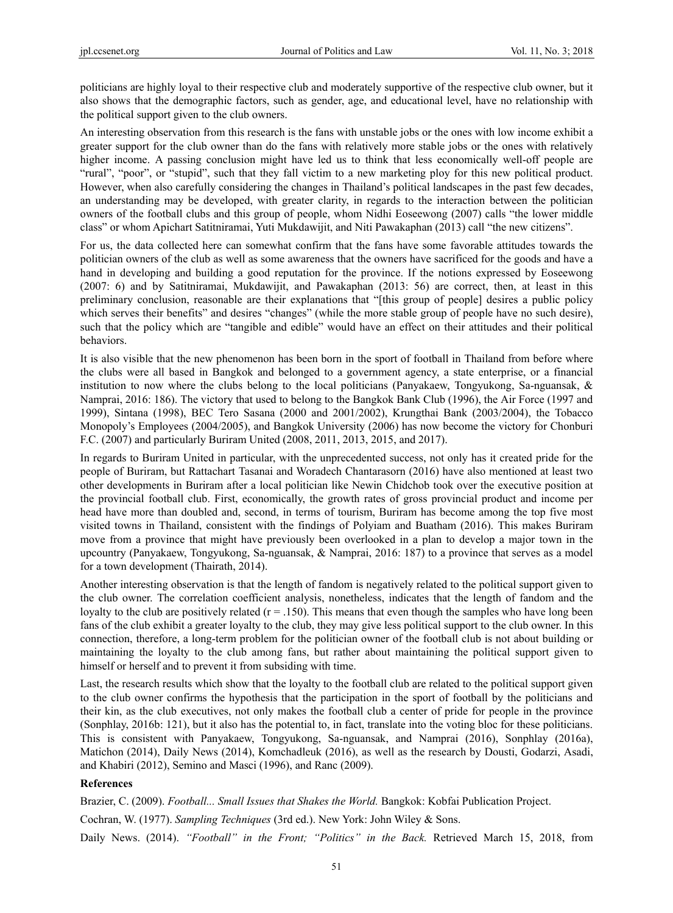politicians are highly loyal to their respective club and moderately supportive of the respective club owner, but it also shows that the demographic factors, such as gender, age, and educational level, have no relationship with the political support given to the club owners.

An interesting observation from this research is the fans with unstable jobs or the ones with low income exhibit a greater support for the club owner than do the fans with relatively more stable jobs or the ones with relatively higher income. A passing conclusion might have led us to think that less economically well-off people are "rural", "poor", or "stupid", such that they fall victim to a new marketing ploy for this new political product. However, when also carefully considering the changes in Thailand's political landscapes in the past few decades, an understanding may be developed, with greater clarity, in regards to the interaction between the politician owners of the football clubs and this group of people, whom Nidhi Eoseewong (2007) calls "the lower middle class" or whom Apichart Satitniramai, Yuti Mukdawijit, and Niti Pawakaphan (2013) call "the new citizens".

For us, the data collected here can somewhat confirm that the fans have some favorable attitudes towards the politician owners of the club as well as some awareness that the owners have sacrificed for the goods and have a hand in developing and building a good reputation for the province. If the notions expressed by Eoseewong (2007: 6) and by Satitniramai, Mukdawijit, and Pawakaphan (2013: 56) are correct, then, at least in this preliminary conclusion, reasonable are their explanations that "[this group of people] desires a public policy which serves their benefits" and desires "changes" (while the more stable group of people have no such desire), such that the policy which are "tangible and edible" would have an effect on their attitudes and their political behaviors.

It is also visible that the new phenomenon has been born in the sport of football in Thailand from before where the clubs were all based in Bangkok and belonged to a government agency, a state enterprise, or a financial institution to now where the clubs belong to the local politicians (Panyakaew, Tongyukong, Sa-nguansak, & Namprai, 2016: 186). The victory that used to belong to the Bangkok Bank Club (1996), the Air Force (1997 and 1999), Sintana (1998), BEC Tero Sasana (2000 and 2001/2002), Krungthai Bank (2003/2004), the Tobacco Monopoly's Employees (2004/2005), and Bangkok University (2006) has now become the victory for Chonburi F.C. (2007) and particularly Buriram United (2008, 2011, 2013, 2015, and 2017).

In regards to Buriram United in particular, with the unprecedented success, not only has it created pride for the people of Buriram, but Rattachart Tasanai and Woradech Chantarasorn (2016) have also mentioned at least two other developments in Buriram after a local politician like Newin Chidchob took over the executive position at the provincial football club. First, economically, the growth rates of gross provincial product and income per head have more than doubled and, second, in terms of tourism, Buriram has become among the top five most visited towns in Thailand, consistent with the findings of Polyiam and Buatham (2016). This makes Buriram move from a province that might have previously been overlooked in a plan to develop a major town in the upcountry (Panyakaew, Tongyukong, Sa-nguansak, & Namprai, 2016: 187) to a province that serves as a model for a town development (Thairath, 2014).

Another interesting observation is that the length of fandom is negatively related to the political support given to the club owner. The correlation coefficient analysis, nonetheless, indicates that the length of fandom and the loyalty to the club are positively related ($r = .150$). This means that even though the samples who have long been fans of the club exhibit a greater loyalty to the club, they may give less political support to the club owner. In this connection, therefore, a long-term problem for the politician owner of the football club is not about building or maintaining the loyalty to the club among fans, but rather about maintaining the political support given to himself or herself and to prevent it from subsiding with time.

Last, the research results which show that the loyalty to the football club are related to the political support given to the club owner confirms the hypothesis that the participation in the sport of football by the politicians and their kin, as the club executives, not only makes the football club a center of pride for people in the province (Sonphlay, 2016b: 121), but it also has the potential to, in fact, translate into the voting bloc for these politicians. This is consistent with Panyakaew, Tongyukong, Sa-nguansak, and Namprai (2016), Sonphlay (2016a), Matichon (2014), Daily News (2014), Komchadleuk (2016), as well as the research by Dousti, Godarzi, Asadi, and Khabiri (2012), Semino and Masci (1996), and Ranc (2009).

**References**

Brazier, C. (2009). *Football... Small Issues that Shakes the World.* Bangkok: Kobfai Publication Project.

Cochran, W. (1977). *Sampling Techniques* (3rd ed.). New York: John Wiley & Sons.

Daily News. (2014). *"Football" in the Front; "Politics" in the Back.* Retrieved March 15, 2018, from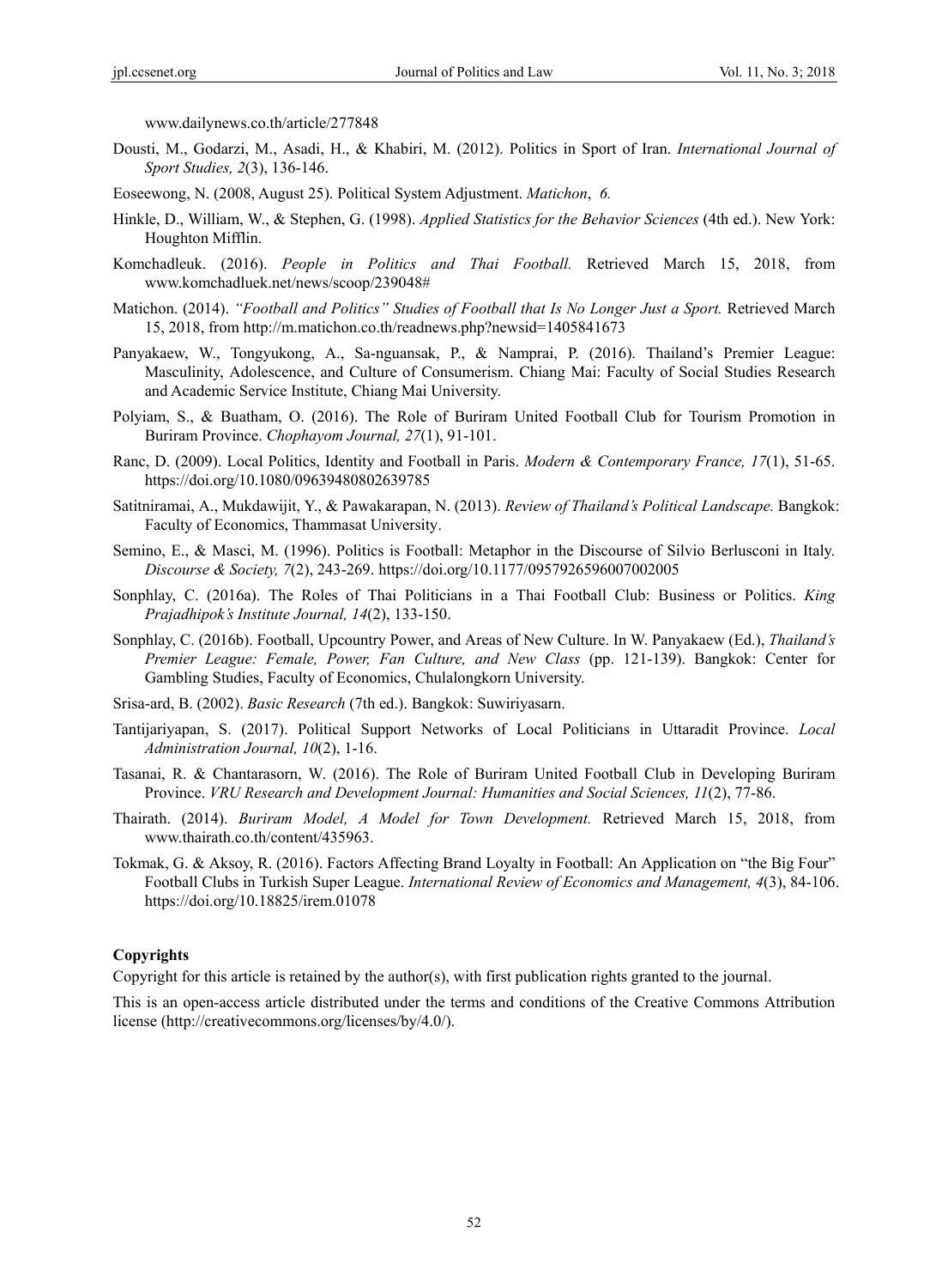www.dailynews.co.th/article/277848

Dousti, M., Godarzi, M., Asadi, H., & Khabiri, M. (2012). Politics in Sport of Iran. *International Journal of Sport Studies, 2*(3), 136-146.

Eoseewong, N. (2008, August 25). Political System Adjustment. *Matichon*, *6.*

Hinkle, D., William, W., & Stephen, G. (1998). *Applied Statistics for the Behavior Sciences* (4th ed.). New York: Houghton Mifflin.

Komchadleuk. (2016). *People in Politics and Thai Football.* Retrieved March 15, 2018, from www.komchadluek.net/news/scoop/239048#

Matichon. (2014). *"Football and Politics" Studies of Football that Is No Longer Just a Sport.* Retrieved March 15, 2018, from http://m.matichon.co.th/readnews.php?newsid=1405841673

Panyakaew, W., Tongyukong, A., Sa-nguansak, P., & Namprai, P. (2016). Thailand's Premier League: Masculinity, Adolescence, and Culture of Consumerism. Chiang Mai: Faculty of Social Studies Research and Academic Service Institute, Chiang Mai University.

Polyiam, S., & Buatham, O. (2016). The Role of Buriram United Football Club for Tourism Promotion in Buriram Province. *Chophayom Journal, 27*(1), 91-101.

Ranc, D. (2009). Local Politics, Identity and Football in Paris. *Modern & Contemporary France, 17*(1), 51-65. https://doi.org/10.1080/09639480802639785

Satitniramai, A., Mukdawijit, Y., & Pawakarapan, N. (2013). *Review of Thailand's Political Landscape.* Bangkok: Faculty of Economics, Thammasat University.

Semino, E., & Masci, M. (1996). Politics is Football: Metaphor in the Discourse of Silvio Berlusconi in Italy. *Discourse & Society, 7*(2), 243-269. https://doi.org/10.1177/0957926596007002005

Sonphlay, C. (2016a). The Roles of Thai Politicians in a Thai Football Club: Business or Politics. *King Prajadhipok's Institute Journal, 14*(2), 133-150.

Sonphlay, C. (2016b). Football, Upcountry Power, and Areas of New Culture. In W. Panyakaew (Ed.), *Thailand's Premier League: Female, Power, Fan Culture, and New Class* (pp. 121-139). Bangkok: Center for Gambling Studies, Faculty of Economics, Chulalongkorn University.

Srisa-ard, B. (2002). *Basic Research* (7th ed.). Bangkok: Suwiriyasarn.

Tantijariyapan, S. (2017). Political Support Networks of Local Politicians in Uttaradit Province. *Local Administration Journal, 10*(2), 1-16.

Tasanai, R. & Chantarasorn, W. (2016). The Role of Buriram United Football Club in Developing Buriram Province. *VRU Research and Development Journal: Humanities and Social Sciences, 11*(2), 77-86.

Thairath. (2014). *Buriram Model, A Model for Town Development.* Retrieved March 15, 2018, from www.thairath.co.th/content/435963.

Tokmak, G. & Aksoy, R. (2016). Factors Affecting Brand Loyalty in Football: An Application on "the Big Four" Football Clubs in Turkish Super League. *International Review of Economics and Management, 4*(3), 84-106. https://doi.org/10.18825/irem.01078

**Copyrights**

Copyright for this article is retained by the author(s), with first publication rights granted to the journal.

This is an open-access article distributed under the terms and conditions of the Creative Commons Attribution license (http://creativecommons.org/licenses/by/4.0/).